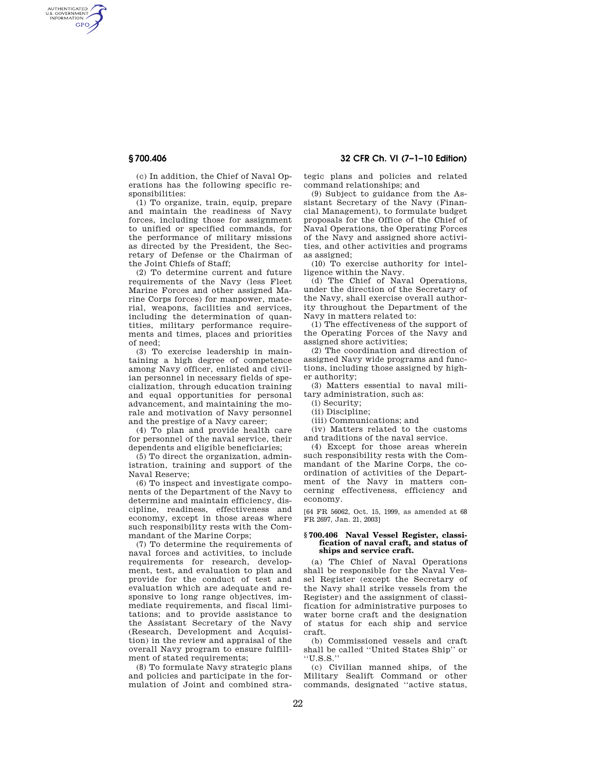(c) In addition, the Chief of Naval Operations has the following specific responsibilities:

(1) To organize, train, equip, prepare and maintain the readiness of Navy forces, including those for assignment to unified or specified commands, for the performance of military missions as directed by the President, the Secretary of Defense or the Chairman of the Joint Chiefs of Staff;

(2) To determine current and future requirements of the Navy (less Fleet Marine Forces and other assigned Marine Corps forces) for manpower, material, weapons, facilities and services, including the determination of quantities, military performance requirements and times, places and priorities of need;

(3) To exercise leadership in maintaining a high degree of competence among Navy officer, enlisted and civilian personnel in necessary fields of specialization, through education training and equal opportunities for personal advancement, and maintaining the morale and motivation of Navy personnel and the prestige of a Navy career;

(4) To plan and provide health care for personnel of the naval service, their dependents and eligible beneficiaries;

(5) To direct the organization, administration, training and support of the Naval Reserve;

(6) To inspect and investigate components of the Department of the Navy to determine and maintain efficiency, discipline, readiness, effectiveness and economy, except in those areas where such responsibility rests with the Commandant of the Marine Corps;

(7) To determine the requirements of naval forces and activities, to include requirements for research, development, test, and evaluation to plan and provide for the conduct of test and evaluation which are adequate and responsive to long range objectives, immediate requirements, and fiscal limitations; and to provide assistance to the Assistant Secretary of the Navy (Research, Development and Acquisition) in the review and appraisal of the overall Navy program to ensure fulfillment of stated requirements;

(8) To formulate Navy strategic plans and policies and participate in the formulation of Joint and combined strategic plans and policies and related command relationships; and

(9) Subject to guidance from the Assistant Secretary of the Navy (Financial Management), to formulate budget proposals for the Office of the Chief of Naval Operations, the Operating Forces of the Navy and assigned shore activities, and other activities and programs as assigned;

(10) To exercise authority for intelligence within the Navy.

(d) The Chief of Naval Operations, under the direction of the Secretary of the Navy, shall exercise overall authority throughout the Department of the Navy in matters related to:

(1) The effectiveness of the support of the Operating Forces of the Navy and assigned shore activities;

(2) The coordination and direction of assigned Navy wide programs and functions, including those assigned by higher authority;

(3) Matters essential to naval military administration, such as:

(i) Security;

(ii) Discipline;

(iii) Communications; and

(iv) Matters related to the customs and traditions of the naval service.

(4) Except for those areas wherein such responsibility rests with the Commandant of the Marine Corps, the coordination of activities of the Department of the Navy in matters concerning effectiveness, efficiency and economy.

[64 FR 56062, Oct. 15, 1999, as amended at 68 FR 2697, Jan. 21, 2003]

### § 700.406 Naval Vessel Register, classification of naval craft, and status of ships and service craft.

(a) The Chief of Naval Operations shall be responsible for the Naval Vessel Register (except the Secretary of the Navy shall strike vessels from the Register) and the assignment of classification for administrative purposes to water borne craft and the designation of status for each ship and service craft.

(b) Commissioned vessels and craft shall be called "United States Ship" or "U.S.S."

(c) Civilian manned ships, of the Military Sealift Command or other commands, designated "active status,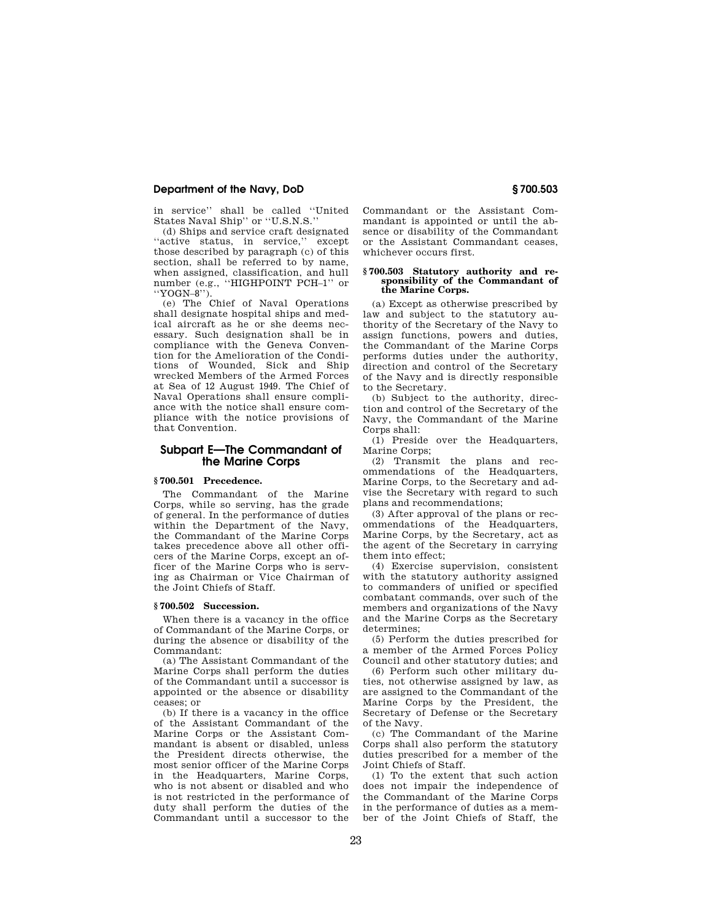in service'' shall be called ''United States Naval Ship'' or ''U.S.N.S.''

(d) Ships and service craft designated ''active status, in service,'' except those described by paragraph (c) of this section, shall be referred to by name, when assigned, classification, and hull number (e.g., ''HIGHPOINT PCH–1'' or ''YOGN–8'').

(e) The Chief of Naval Operations shall designate hospital ships and medical aircraft as he or she deems necessary. Such designation shall be in compliance with the Geneva Convention for the Amelioration of the Conditions of Wounded, Sick and Ship wrecked Members of the Armed Forces at Sea of 12 August 1949. The Chief of Naval Operations shall ensure compliance with the notice shall ensure compliance with the notice provisions of that Convention.

## Subpart E—The Commandant of the Marine Corps

### § 700.501 Precedence.

The Commandant of the Marine Corps, while so serving, has the grade of general. In the performance of duties within the Department of the Navy, the Commandant of the Marine Corps takes precedence above all other officers of the Marine Corps, except an officer of the Marine Corps who is serving as Chairman or Vice Chairman of the Joint Chiefs of Staff.

### § 700.502 Succession.

When there is a vacancy in the office of Commandant of the Marine Corps, or during the absence or disability of the Commandant:

(a) The Assistant Commandant of the Marine Corps shall perform the duties of the Commandant until a successor is appointed or the absence or disability ceases; or

(b) If there is a vacancy in the office of the Assistant Commandant of the Marine Corps or the Assistant Commandant is absent or disabled, unless the President directs otherwise, the most senior officer of the Marine Corps in the Headquarters, Marine Corps, who is not absent or disabled and who is not restricted in the performance of duty shall perform the duties of the Commandant until a successor to the Commandant or the Assistant Commandant is appointed or until the absence or disability of the Commandant or the Assistant Commandant ceases, whichever occurs first.

### § 700.503 Statutory authority and responsibility of the Commandant of the Marine Corps.

(a) Except as otherwise prescribed by law and subject to the statutory authority of the Secretary of the Navy to assign functions, powers and duties, the Commandant of the Marine Corps performs duties under the authority, direction and control of the Secretary of the Navy and is directly responsible to the Secretary.

(b) Subject to the authority, direction and control of the Secretary of the Navy, the Commandant of the Marine Corps shall:

(1) Preside over the Headquarters, Marine Corps;

(2) Transmit the plans and recommendations of the Headquarters, Marine Corps, to the Secretary and advise the Secretary with regard to such plans and recommendations;

(3) After approval of the plans or recommendations of the Headquarters, Marine Corps, by the Secretary, act as the agent of the Secretary in carrying them into effect;

(4) Exercise supervision, consistent with the statutory authority assigned to commanders of unified or specified combatant commands, over such of the members and organizations of the Navy and the Marine Corps as the Secretary determines;

(5) Perform the duties prescribed for a member of the Armed Forces Policy Council and other statutory duties; and

(6) Perform such other military duties, not otherwise assigned by law, as are assigned to the Commandant of the Marine Corps by the President, the Secretary of Defense or the Secretary of the Navy.

(c) The Commandant of the Marine Corps shall also perform the statutory duties prescribed for a member of the Joint Chiefs of Staff.

(1) To the extent that such action does not impair the independence of the Commandant of the Marine Corps in the performance of duties as a member of the Joint Chiefs of Staff, the